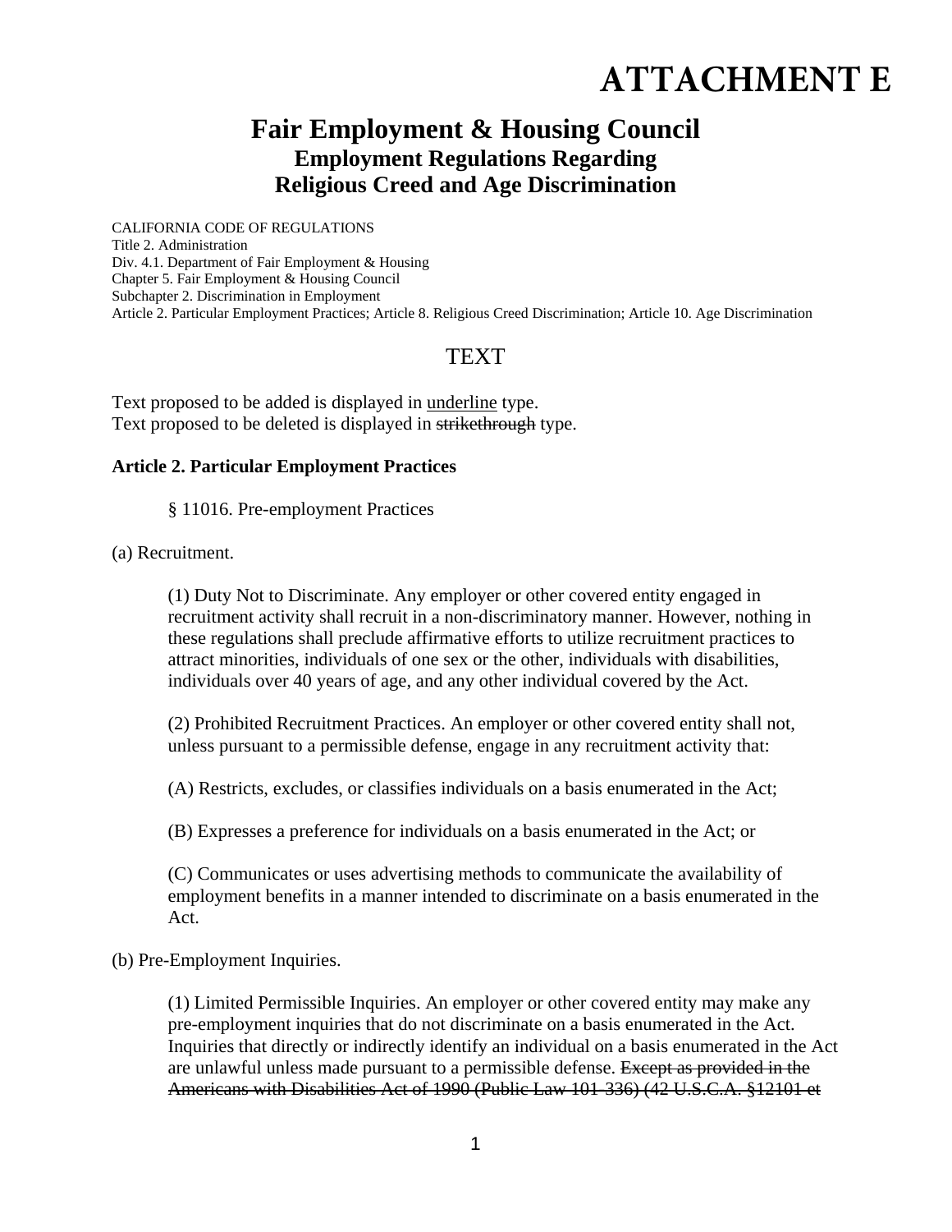# ATTACHMENT E

## Fair Employment & Housing Council
### Employment Regulations Regarding
### Religious Creed and Age Discrimination

CALIFORNIA CODE OF REGULATIONS
Title 2. Administration
Div. 4.1. Department of Fair Employment & Housing
Chapter 5. Fair Employment & Housing Council
Subchapter 2. Discrimination in Employment
Article 2. Particular Employment Practices; Article 8. Religious Creed Discrimination; Article 10. Age Discrimination

## TEXT

Text proposed to be added is displayed in <u>underline</u> type.
Text proposed to be deleted is displayed in ~~strikethrough~~ type.

**Article 2. Particular Employment Practices**

§ 11016. Pre-employment Practices

(a) Recruitment.

(1) Duty Not to Discriminate. Any employer or other covered entity engaged in recruitment activity shall recruit in a non-discriminatory manner. However, nothing in these regulations shall preclude affirmative efforts to utilize recruitment practices to attract minorities, individuals of one sex or the other, individuals with disabilities, individuals over 40 years of age, and any other individual covered by the Act.

(2) Prohibited Recruitment Practices. An employer or other covered entity shall not, unless pursuant to a permissible defense, engage in any recruitment activity that:

(A) Restricts, excludes, or classifies individuals on a basis enumerated in the Act;

(B) Expresses a preference for individuals on a basis enumerated in the Act; or

(C) Communicates or uses advertising methods to communicate the availability of employment benefits in a manner intended to discriminate on a basis enumerated in the Act.

(b) Pre-Employment Inquiries.

(1) Limited Permissible Inquiries. An employer or other covered entity may make any pre-employment inquiries that do not discriminate on a basis enumerated in the Act. Inquiries that directly or indirectly identify an individual on a basis enumerated in the Act are unlawful unless made pursuant to a permissible defense. ~~Except as provided in the Americans with Disabilities Act of 1990 (Public Law 101-336) (42 U.S.C.A. §12101 et~~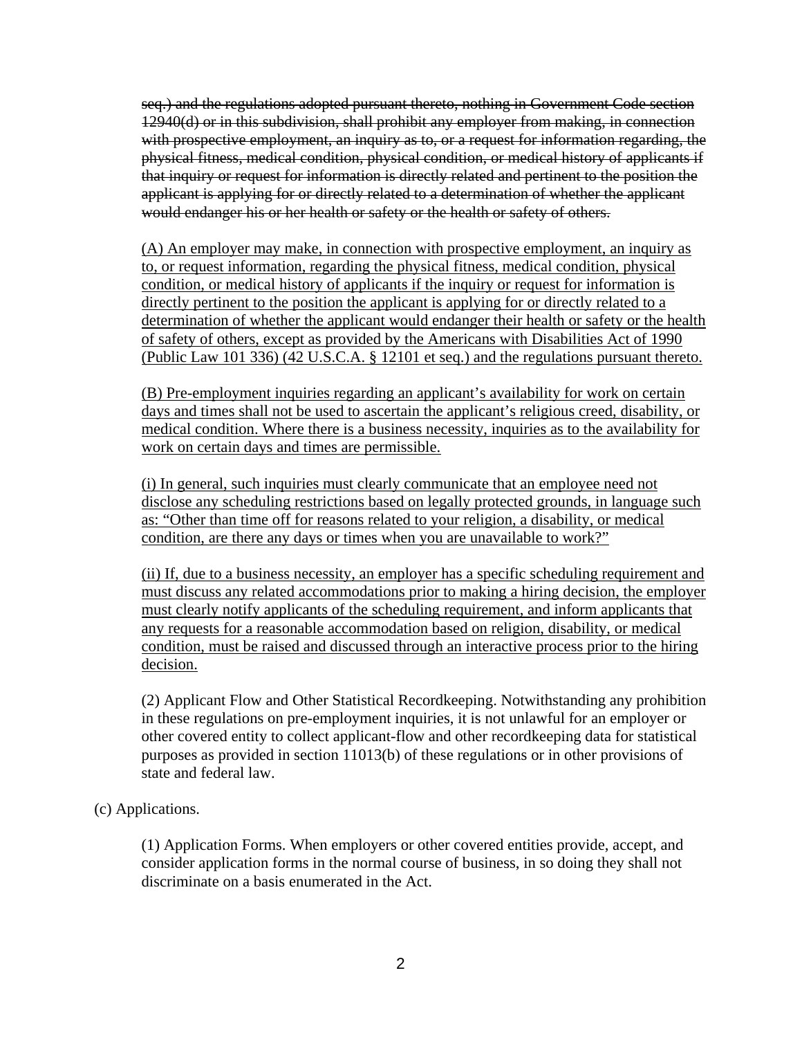~~seq.) and the regulations adopted pursuant thereto, nothing in Government Code section 12940(d) or in this subdivision, shall prohibit any employer from making, in connection with prospective employment, an inquiry as to, or a request for information regarding, the physical fitness, medical condition, physical condition, or medical history of applicants if that inquiry or request for information is directly related and pertinent to the position the applicant is applying for or directly related to a determination of whether the applicant would endanger his or her health or safety or the health or safety of others.~~

<u>(A) An employer may make, in connection with prospective employment, an inquiry as to, or request information, regarding the physical fitness, medical condition, physical condition, or medical history of applicants if the inquiry or request for information is directly pertinent to the position the applicant is applying for or directly related to a determination of whether the applicant would endanger their health or safety or the health of safety of others, except as provided by the Americans with Disabilities Act of 1990 (Public Law 101 336) (42 U.S.C.A. § 12101 et seq.) and the regulations pursuant thereto.</u>

<u>(B) Pre-employment inquiries regarding an applicant's availability for work on certain days and times shall not be used to ascertain the applicant's religious creed, disability, or medical condition. Where there is a business necessity, inquiries as to the availability for work on certain days and times are permissible.</u>

<u>(i) In general, such inquiries must clearly communicate that an employee need not disclose any scheduling restrictions based on legally protected grounds, in language such as: "Other than time off for reasons related to your religion, a disability, or medical condition, are there any days or times when you are unavailable to work?"</u>

<u>(ii) If, due to a business necessity, an employer has a specific scheduling requirement and must discuss any related accommodations prior to making a hiring decision, the employer must clearly notify applicants of the scheduling requirement, and inform applicants that any requests for a reasonable accommodation based on religion, disability, or medical condition, must be raised and discussed through an interactive process prior to the hiring decision.</u>

(2) Applicant Flow and Other Statistical Recordkeeping. Notwithstanding any prohibition in these regulations on pre-employment inquiries, it is not unlawful for an employer or other covered entity to collect applicant-flow and other recordkeeping data for statistical purposes as provided in section 11013(b) of these regulations or in other provisions of state and federal law.

(c) Applications.

(1) Application Forms. When employers or other covered entities provide, accept, and consider application forms in the normal course of business, in so doing they shall not discriminate on a basis enumerated in the Act.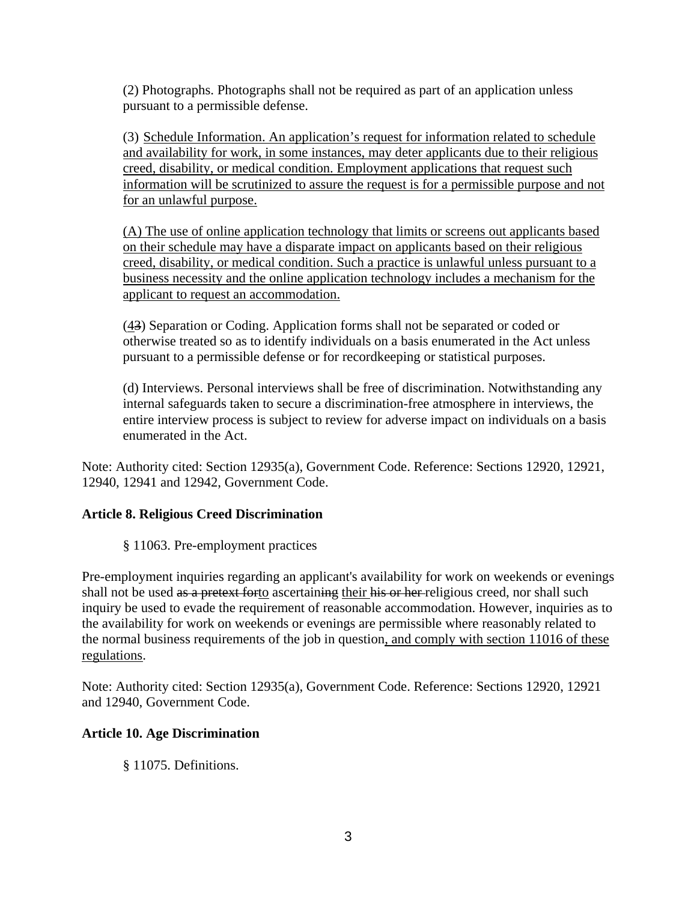(2) Photographs. Photographs shall not be required as part of an application unless pursuant to a permissible defense.

(3) <u>Schedule Information. An application's request for information related to schedule and availability for work, in some instances, may deter applicants due to their religious creed, disability, or medical condition. Employment applications that request such information will be scrutinized to assure the request is for a permissible purpose and not for an unlawful purpose.</u>

<u>(A) The use of online application technology that limits or screens out applicants based on their schedule may have a disparate impact on applicants based on their religious creed, disability, or medical condition. Such a practice is unlawful unless pursuant to a business necessity and the online application technology includes a mechanism for the applicant to request an accommodation.</u>

(<u>4</u>~~3~~) Separation or Coding. Application forms shall not be separated or coded or otherwise treated so as to identify individuals on a basis enumerated in the Act unless pursuant to a permissible defense or for recordkeeping or statistical purposes.

(d) Interviews. Personal interviews shall be free of discrimination. Notwithstanding any internal safeguards taken to secure a discrimination-free atmosphere in interviews, the entire interview process is subject to review for adverse impact on individuals on a basis enumerated in the Act.

Note: Authority cited: Section 12935(a), Government Code. Reference: Sections 12920, 12921, 12940, 12941 and 12942, Government Code.

**Article 8. Religious Creed Discrimination**

§ 11063. Pre-employment practices

Pre-employment inquiries regarding an applicant's availability for work on weekends or evenings shall not be used ~~as a pretext for~~<u>to</u> ascertain~~ing~~ <u>their</u> ~~his or her~~ religious creed, nor shall such inquiry be used to evade the requirement of reasonable accommodation. However, inquiries as to the availability for work on weekends or evenings are permissible where reasonably related to the normal business requirements of the job in question<u>, and comply with section 11016 of these regulations</u>.

Note: Authority cited: Section 12935(a), Government Code. Reference: Sections 12920, 12921 and 12940, Government Code.

**Article 10. Age Discrimination**

§ 11075. Definitions.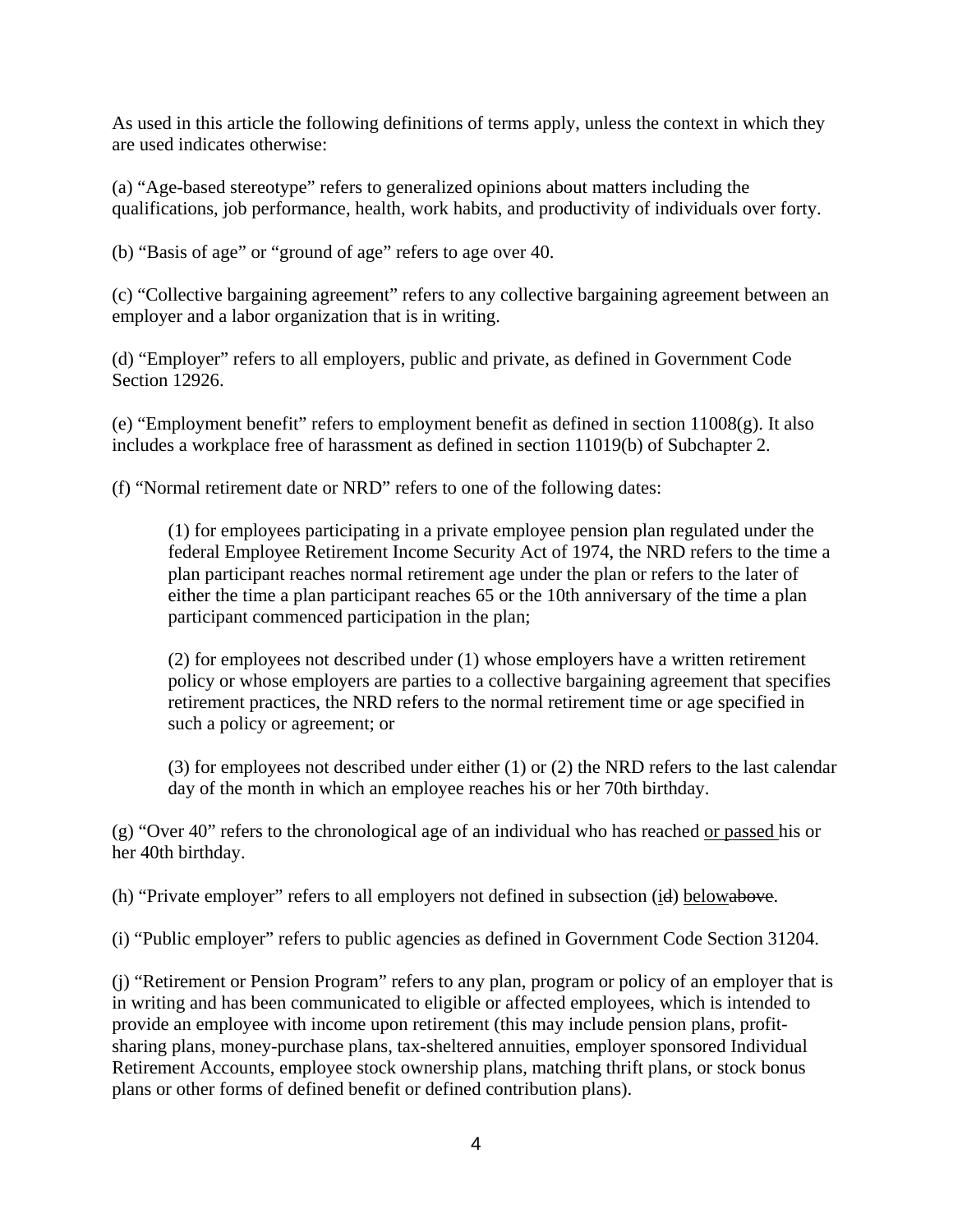As used in this article the following definitions of terms apply, unless the context in which they are used indicates otherwise:

(a) "Age-based stereotype" refers to generalized opinions about matters including the qualifications, job performance, health, work habits, and productivity of individuals over forty.

(b) "Basis of age" or "ground of age" refers to age over 40.

(c) "Collective bargaining agreement" refers to any collective bargaining agreement between an employer and a labor organization that is in writing.

(d) "Employer" refers to all employers, public and private, as defined in Government Code Section 12926.

(e) "Employment benefit" refers to employment benefit as defined in section 11008(g). It also includes a workplace free of harassment as defined in section 11019(b) of Subchapter 2.

(f) "Normal retirement date or NRD" refers to one of the following dates:

> (1) for employees participating in a private employee pension plan regulated under the federal Employee Retirement Income Security Act of 1974, the NRD refers to the time a plan participant reaches normal retirement age under the plan or refers to the later of either the time a plan participant reaches 65 or the 10th anniversary of the time a plan participant commenced participation in the plan;
>
> (2) for employees not described under (1) whose employers have a written retirement policy or whose employers are parties to a collective bargaining agreement that specifies retirement practices, the NRD refers to the normal retirement time or age specified in such a policy or agreement; or
>
> (3) for employees not described under either (1) or (2) the NRD refers to the last calendar day of the month in which an employee reaches his or her 70th birthday.

(g) "Over 40" refers to the chronological age of an individual who has reached <u>or passed</u> his or her 40th birthday.

(h) "Private employer" refers to all employers not defined in subsection (<u>i</u>~~d~~) <u>below</u>~~above~~.

(i) "Public employer" refers to public agencies as defined in Government Code Section 31204.

(j) "Retirement or Pension Program" refers to any plan, program or policy of an employer that is in writing and has been communicated to eligible or affected employees, which is intended to provide an employee with income upon retirement (this may include pension plans, profit-sharing plans, money-purchase plans, tax-sheltered annuities, employer sponsored Individual Retirement Accounts, employee stock ownership plans, matching thrift plans, or stock bonus plans or other forms of defined benefit or defined contribution plans).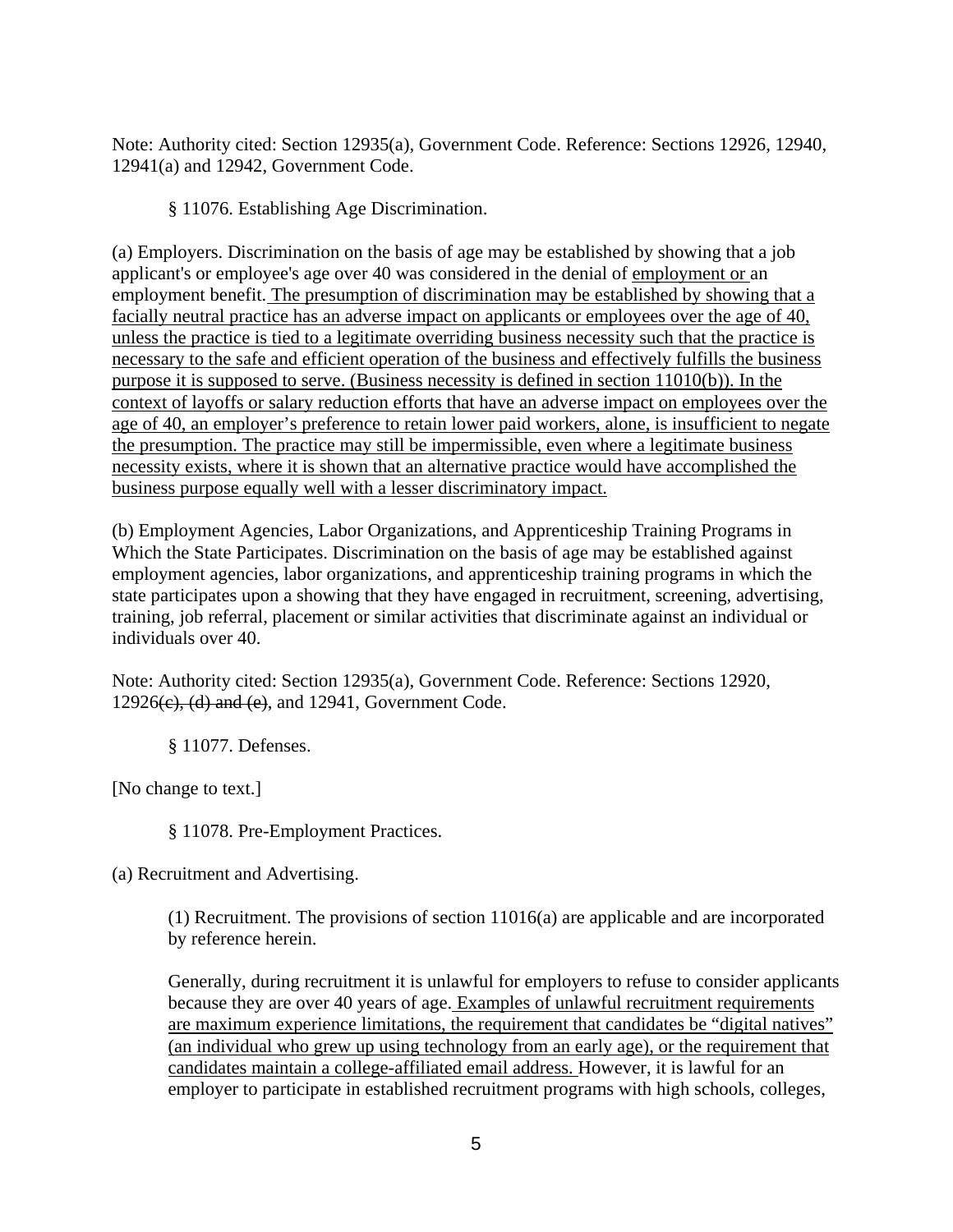Note: Authority cited: Section 12935(a), Government Code. Reference: Sections 12926, 12940, 12941(a) and 12942, Government Code.

§ 11076. Establishing Age Discrimination.

(a) Employers. Discrimination on the basis of age may be established by showing that a job applicant's or employee's age over 40 was considered in the denial of <u>employment or</u> an employment benefit. <u>The presumption of discrimination may be established by showing that a facially neutral practice has an adverse impact on applicants or employees over the age of 40, unless the practice is tied to a legitimate overriding business necessity such that the practice is necessary to the safe and efficient operation of the business and effectively fulfills the business purpose it is supposed to serve. (Business necessity is defined in section 11010(b)). In the context of layoffs or salary reduction efforts that have an adverse impact on employees over the age of 40, an employer's preference to retain lower paid workers, alone, is insufficient to negate the presumption. The practice may still be impermissible, even where a legitimate business necessity exists, where it is shown that an alternative practice would have accomplished the business purpose equally well with a lesser discriminatory impact.</u>

(b) Employment Agencies, Labor Organizations, and Apprenticeship Training Programs in Which the State Participates. Discrimination on the basis of age may be established against employment agencies, labor organizations, and apprenticeship training programs in which the state participates upon a showing that they have engaged in recruitment, screening, advertising, training, job referral, placement or similar activities that discriminate against an individual or individuals over 40.

Note: Authority cited: Section 12935(a), Government Code. Reference: Sections 12920, 12926~~(c), (d) and (e)~~, and 12941, Government Code.

§ 11077. Defenses.

[No change to text.]

§ 11078. Pre-Employment Practices.

(a) Recruitment and Advertising.

(1) Recruitment. The provisions of section 11016(a) are applicable and are incorporated by reference herein.

Generally, during recruitment it is unlawful for employers to refuse to consider applicants because they are over 40 years of age. <u>Examples of unlawful recruitment requirements are maximum experience limitations, the requirement that candidates be "digital natives" (an individual who grew up using technology from an early age), or the requirement that candidates maintain a college-affiliated email address.</u> However, it is lawful for an employer to participate in established recruitment programs with high schools, colleges,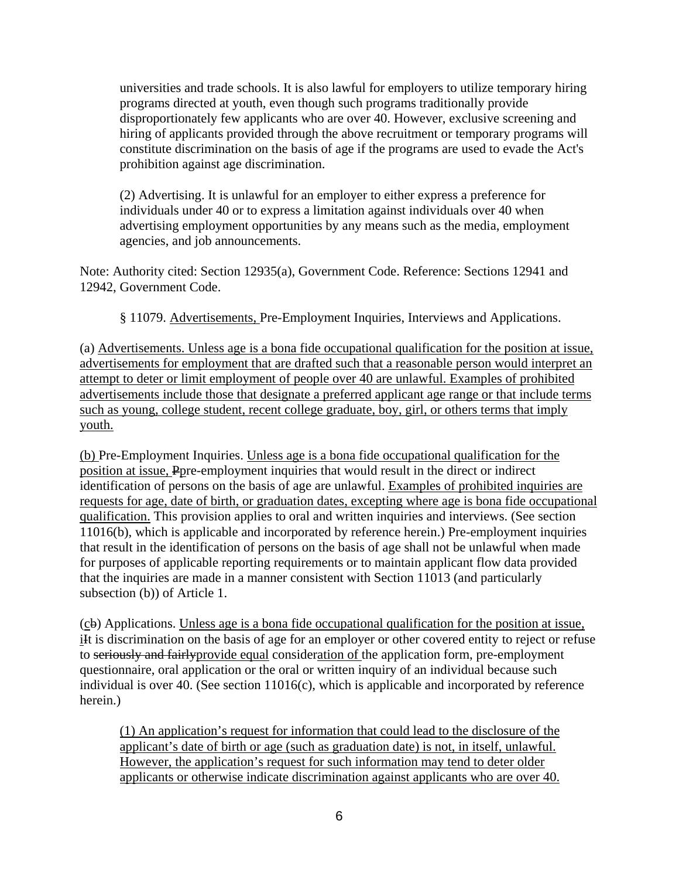universities and trade schools. It is also lawful for employers to utilize temporary hiring programs directed at youth, even though such programs traditionally provide disproportionately few applicants who are over 40. However, exclusive screening and hiring of applicants provided through the above recruitment or temporary programs will constitute discrimination on the basis of age if the programs are used to evade the Act's prohibition against age discrimination.

(2) Advertising. It is unlawful for an employer to either express a preference for individuals under 40 or to express a limitation against individuals over 40 when advertising employment opportunities by any means such as the media, employment agencies, and job announcements.

Note: Authority cited: Section 12935(a), Government Code. Reference: Sections 12941 and 12942, Government Code.

§ 11079. Advertisements, Pre-Employment Inquiries, Interviews and Applications.

(a) Advertisements. Unless age is a bona fide occupational qualification for the position at issue, advertisements for employment that are drafted such that a reasonable person would interpret an attempt to deter or limit employment of people over 40 are unlawful. Examples of prohibited advertisements include those that designate a preferred applicant age range or that include terms such as young, college student, recent college graduate, boy, girl, or others terms that imply youth.

(b) Pre-Employment Inquiries. Unless age is a bona fide occupational qualification for the position at issue, ~~P~~pre-employment inquiries that would result in the direct or indirect identification of persons on the basis of age are unlawful. Examples of prohibited inquiries are requests for age, date of birth, or graduation dates, excepting where age is bona fide occupational qualification. This provision applies to oral and written inquiries and interviews. (See section 11016(b), which is applicable and incorporated by reference herein.) Pre-employment inquiries that result in the identification of persons on the basis of age shall not be unlawful when made for purposes of applicable reporting requirements or to maintain applicant flow data provided that the inquiries are made in a manner consistent with Section 11013 (and particularly subsection (b)) of Article 1.

(c~~b~~) Applications. Unless age is a bona fide occupational qualification for the position at issue, i~~I~~t is discrimination on the basis of age for an employer or other covered entity to reject or refuse to ~~seriously and fairly~~provide equal consideration of the application form, pre-employment questionnaire, oral application or the oral or written inquiry of an individual because such individual is over 40. (See section 11016(c), which is applicable and incorporated by reference herein.)

(1) An application's request for information that could lead to the disclosure of the applicant's date of birth or age (such as graduation date) is not, in itself, unlawful. However, the application's request for such information may tend to deter older applicants or otherwise indicate discrimination against applicants who are over 40.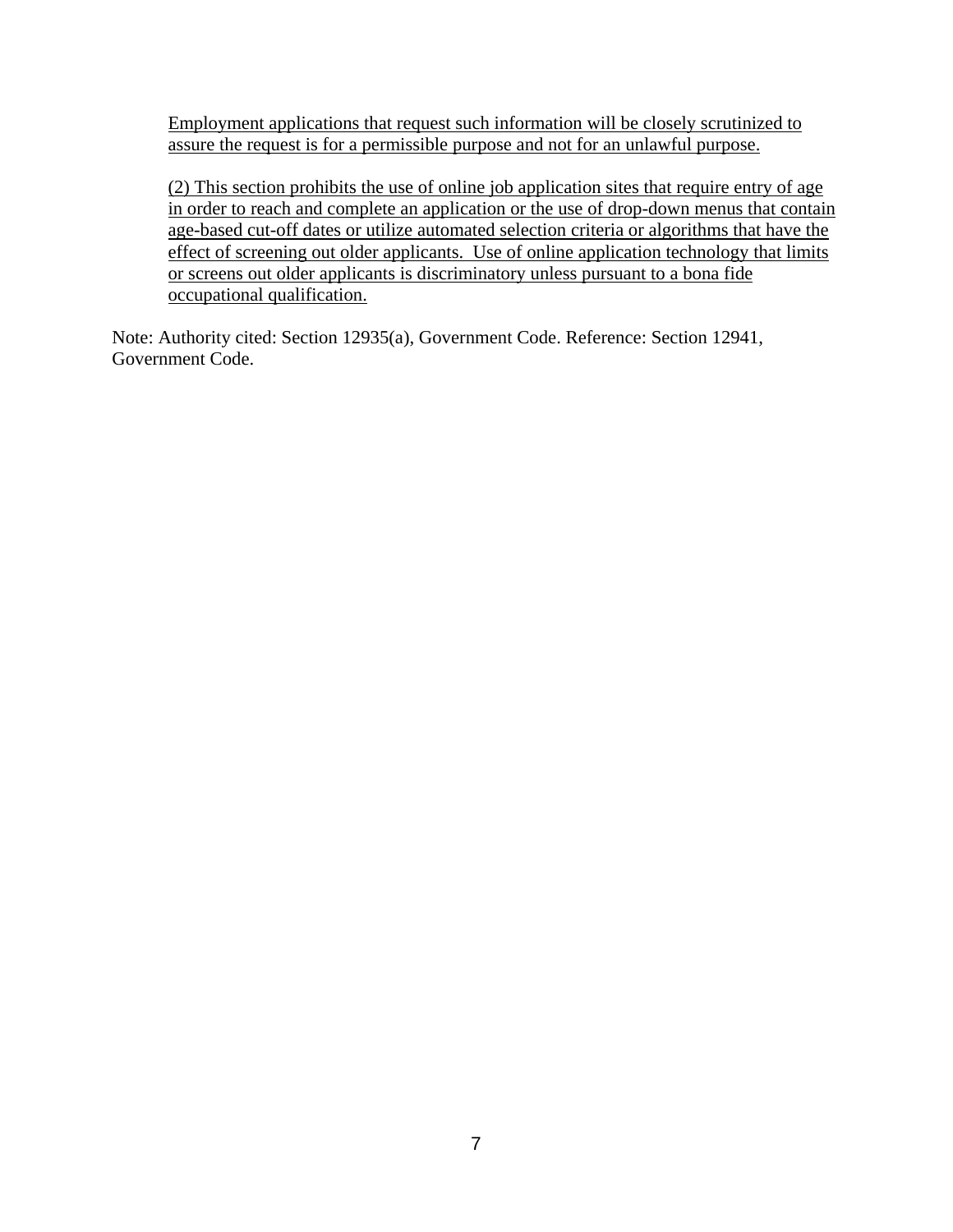<u>Employment applications that request such information will be closely scrutinized to assure the request is for a permissible purpose and not for an unlawful purpose.</u>

<u>(2) This section prohibits the use of online job application sites that require entry of age in order to reach and complete an application or the use of drop-down menus that contain age-based cut-off dates or utilize automated selection criteria or algorithms that have the effect of screening out older applicants. Use of online application technology that limits or screens out older applicants is discriminatory unless pursuant to a bona fide occupational qualification.</u>

Note: Authority cited: Section 12935(a), Government Code. Reference: Section 12941, Government Code.